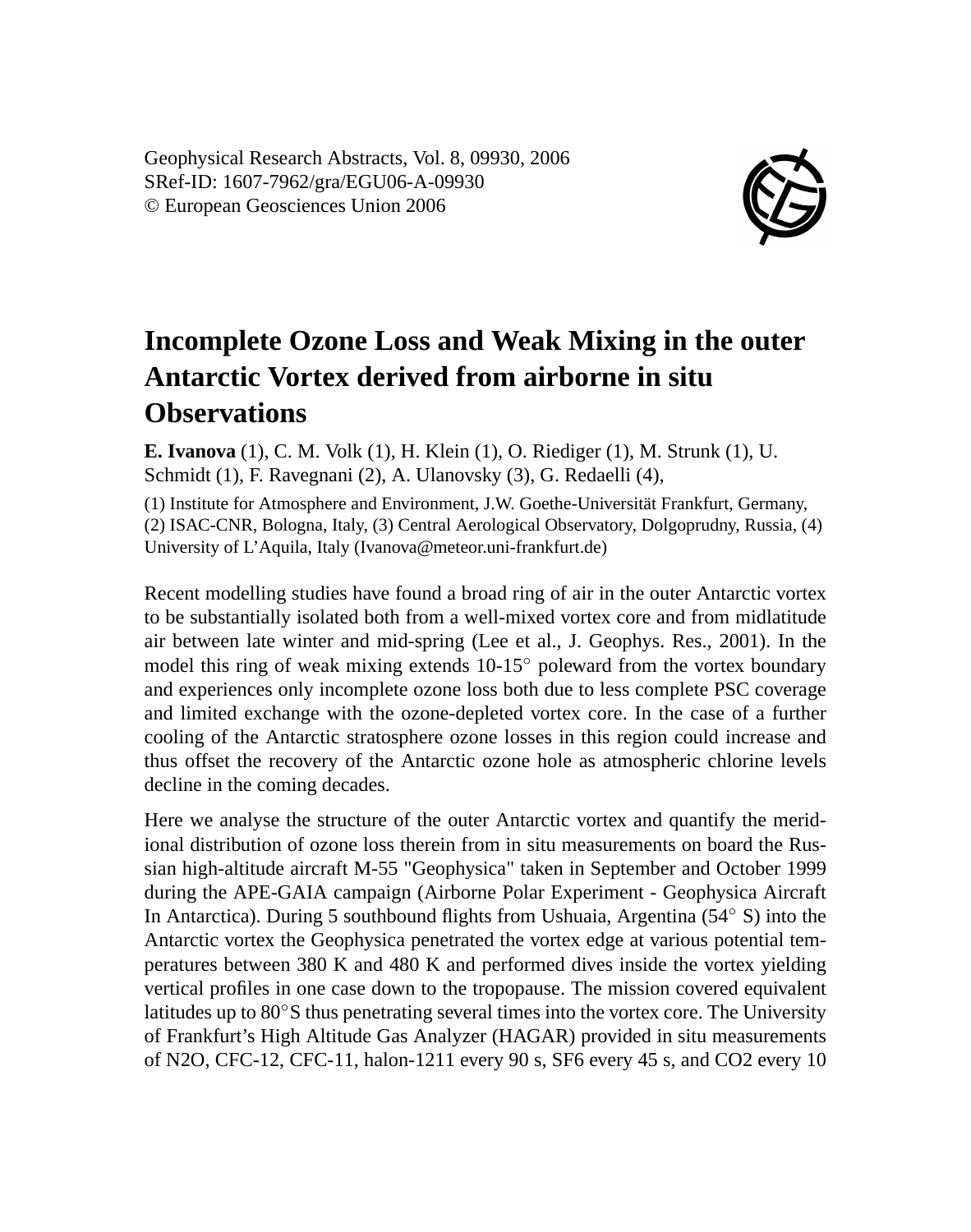Geophysical Research Abstracts, Vol. 8, 09930, 2006
SRef-ID: 1607-7962/gra/EGU06-A-09930
© European Geosciences Union 2006

# Incomplete Ozone Loss and Weak Mixing in the outer Antarctic Vortex derived from airborne in situ Observations

**E. Ivanova** (1), C. M. Volk (1), H. Klein (1), O. Riediger (1), M. Strunk (1), U. Schmidt (1), F. Ravegnani (2), A. Ulanovsky (3), G. Redaelli (4),

(1) Institute for Atmosphere and Environment, J.W. Goethe-Universität Frankfurt, Germany, (2) ISAC-CNR, Bologna, Italy, (3) Central Aerological Observatory, Dolgoprudny, Russia, (4) University of L'Aquila, Italy (Ivanova@meteor.uni-frankfurt.de)

Recent modelling studies have found a broad ring of air in the outer Antarctic vortex to be substantially isolated both from a well-mixed vortex core and from midlatitude air between late winter and mid-spring (Lee et al., J. Geophys. Res., 2001). In the model this ring of weak mixing extends 10-15° poleward from the vortex boundary and experiences only incomplete ozone loss both due to less complete PSC coverage and limited exchange with the ozone-depleted vortex core. In the case of a further cooling of the Antarctic stratosphere ozone losses in this region could increase and thus offset the recovery of the Antarctic ozone hole as atmospheric chlorine levels decline in the coming decades.

Here we analyse the structure of the outer Antarctic vortex and quantify the meridional distribution of ozone loss therein from in situ measurements on board the Russian high-altitude aircraft M-55 "Geophysica" taken in September and October 1999 during the APE-GAIA campaign (Airborne Polar Experiment - Geophysica Aircraft In Antarctica). During 5 southbound flights from Ushuaia, Argentina (54° S) into the Antarctic vortex the Geophysica penetrated the vortex edge at various potential temperatures between 380 K and 480 K and performed dives inside the vortex yielding vertical profiles in one case down to the tropopause. The mission covered equivalent latitudes up to 80°S thus penetrating several times into the vortex core. The University of Frankfurt's High Altitude Gas Analyzer (HAGAR) provided in situ measurements of $N_2O$, CFC-12, CFC-11, halon-1211 every 90 s, $SF_6$ every 45 s, and $CO_2$ every 10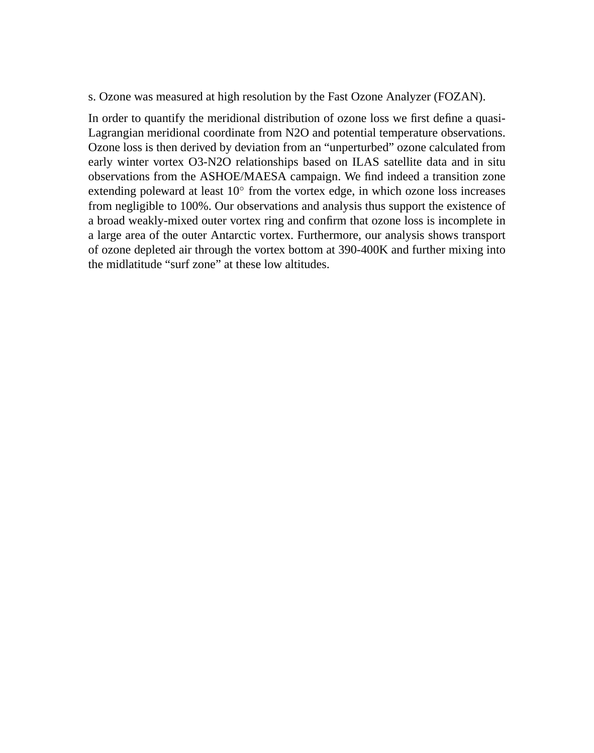s. Ozone was measured at high resolution by the Fast Ozone Analyzer (FOZAN).

In order to quantify the meridional distribution of ozone loss we first define a quasi-Lagrangian meridional coordinate from $N2O$ and potential temperature observations. Ozone loss is then derived by deviation from an “unperturbed” ozone calculated from early winter vortex $O3$-$N2O$ relationships based on ILAS satellite data and in situ observations from the ASHOE/MAESA campaign. We find indeed a transition zone extending poleward at least $10^{\circ}$ from the vortex edge, in which ozone loss increases from negligible to 100%. Our observations and analysis thus support the existence of a broad weakly-mixed outer vortex ring and confirm that ozone loss is incomplete in a large area of the outer Antarctic vortex. Furthermore, our analysis shows transport of ozone depleted air through the vortex bottom at 390-400K and further mixing into the midlatitude “surf zone” at these low altitudes.